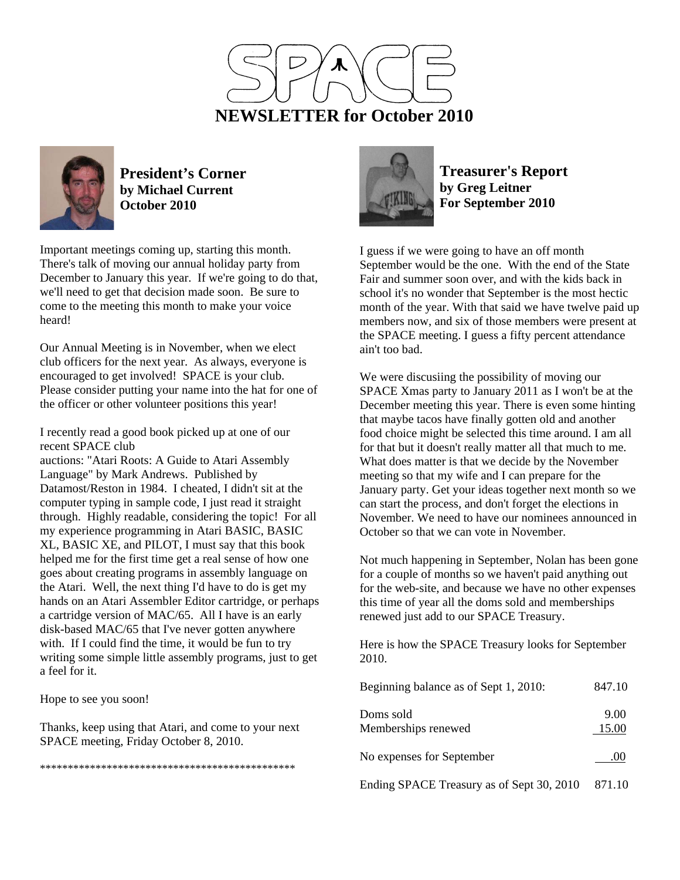# SPACE

## NEWSLETTER for October 2010

### President's Corner
**by Michael Current**
**October 2010**

Important meetings coming up, starting this month. There's talk of moving our annual holiday party from December to January this year. If we're going to do that, we'll need to get that decision made soon. Be sure to come to the meeting this month to make your voice heard!

Our Annual Meeting is in November, when we elect club officers for the next year. As always, everyone is encouraged to get involved! SPACE is your club. Please consider putting your name into the hat for one of the officer or other volunteer positions this year!

I recently read a good book picked up at one of our recent SPACE club
auctions: "Atari Roots: A Guide to Atari Assembly Language" by Mark Andrews. Published by Datamost/Reston in 1984. I cheated, I didn't sit at the computer typing in sample code, I just read it straight through. Highly readable, considering the topic! For all my experience programming in Atari BASIC, BASIC XL, BASIC XE, and PILOT, I must say that this book helped me for the first time get a real sense of how one goes about creating programs in assembly language on the Atari. Well, the next thing I'd have to do is get my hands on an Atari Assembler Editor cartridge, or perhaps a cartridge version of MAC/65. All I have is an early disk-based MAC/65 that I've never gotten anywhere with. If I could find the time, it would be fun to try writing some simple little assembly programs, just to get a feel for it.

Hope to see you soon!

Thanks, keep using that Atari, and come to your next SPACE meeting, Friday October 8, 2010.

**********************************************

### Treasurer's Report
**by Greg Leitner**
**For September 2010**

I guess if we were going to have an off month September would be the one. With the end of the State Fair and summer soon over, and with the kids back in school it's no wonder that September is the most hectic month of the year. With that said we have twelve paid up members now, and six of those members were present at the SPACE meeting. I guess a fifty percent attendance ain't too bad.

We were discusiing the possibility of moving our SPACE Xmas party to January 2011 as I won't be at the December meeting this year. There is even some hinting that maybe tacos have finally gotten old and another food choice might be selected this time around. I am all for that but it doesn't really matter all that much to me. What does matter is that we decide by the November meeting so that my wife and I can prepare for the January party. Get your ideas together next month so we can start the process, and don't forget the elections in November. We need to have our nominees announced in October so that we can vote in November.

Not much happening in September, Nolan has been gone for a couple of months so we haven't paid anything out for the web-site, and because we have no other expenses this time of year all the doms sold and memberships renewed just add to our SPACE Treasury.

Here is how the SPACE Treasury looks for September 2010.

| | |
|---|---|
| Beginning balance as of Sept 1, 2010: | 847.10 |
| Doms sold | 9.00 |
| Memberships renewed | 15.00 |
| No expenses for September | .00 |
| Ending SPACE Treasury as of Sept 30, 2010 | 871.10 |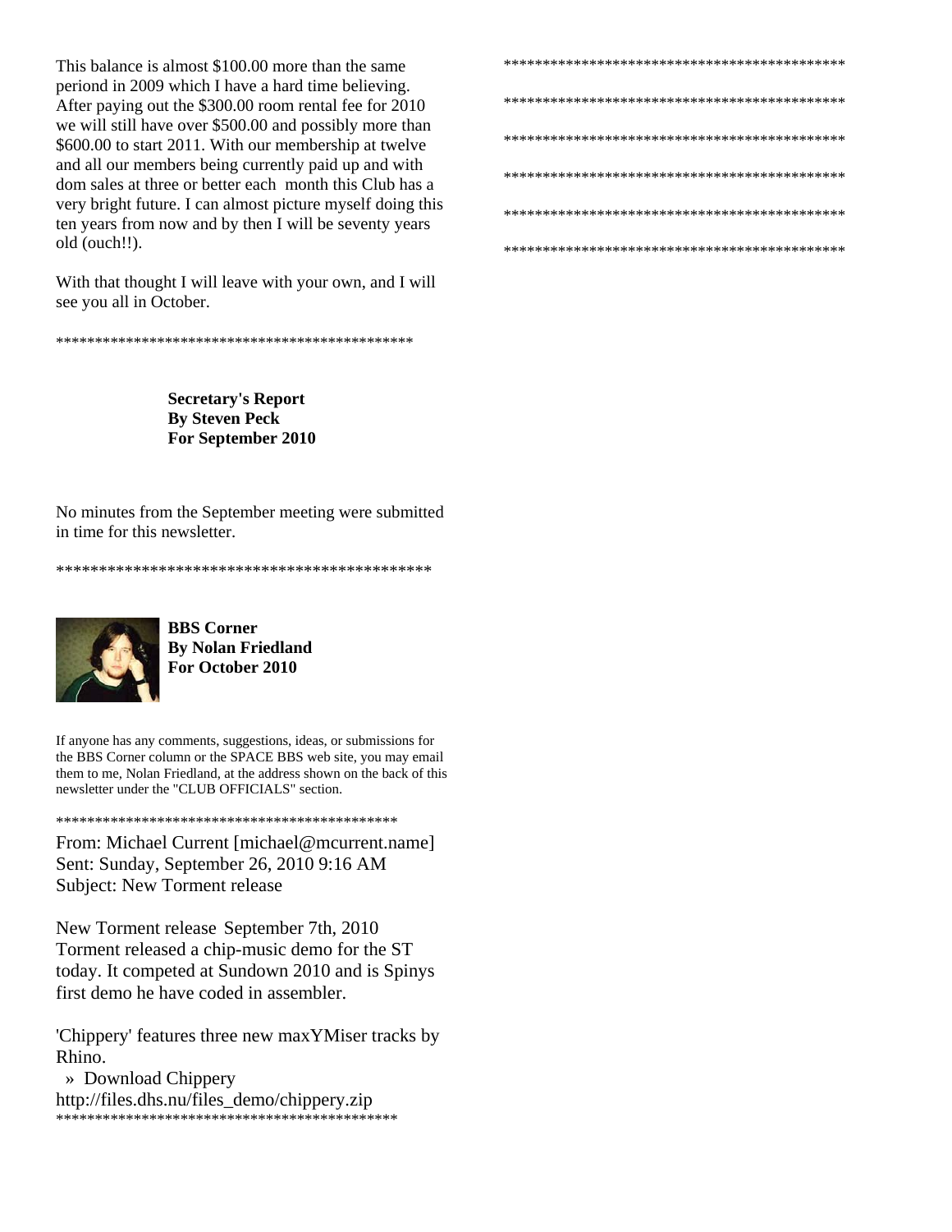This balance is almost $100.00 more than the same periond in 2009 which I have a hard time believing. After paying out the $300.00 room rental fee for 2010 we will still have over $500.00 and possibly more than $600.00 to start 2011. With our membership at twelve and all our members being currently paid up and with dom sales at three or better each month this Club has a very bright future. I can almost picture myself doing this ten years from now and by then I will be seventy years old (ouch!!).

With that thought I will leave with your own, and I will see you all in October.

**********************************************

**Secretary's Report**
**By Steven Peck**
**For September 2010**

No minutes from the September meeting were submitted in time for this newsletter.

*********************************************

**BBS Corner**
**By Nolan Friedland**
**For October 2010**

If anyone has any comments, suggestions, ideas, or submissions for the BBS Corner column or the SPACE BBS web site, you may email them to me, Nolan Friedland, at the address shown on the back of this newsletter under the "CLUB OFFICIALS" section.

********************************************

From: Michael Current [michael@mcurrent.name]
Sent: Sunday, September 26, 2010 9:16 AM
Subject: New Torment release

New Torment release September 7th, 2010
Torment released a chip-music demo for the ST today. It competed at Sundown 2010 and is Spinys first demo he have coded in assembler.

'Chippery' features three new maxYMiser tracks by Rhino.

» Download Chippery
http://files.dhs.nu/files_demo/chippery.zip

********************************************

*********************************************

*********************************************

*********************************************

*********************************************

*********************************************

*********************************************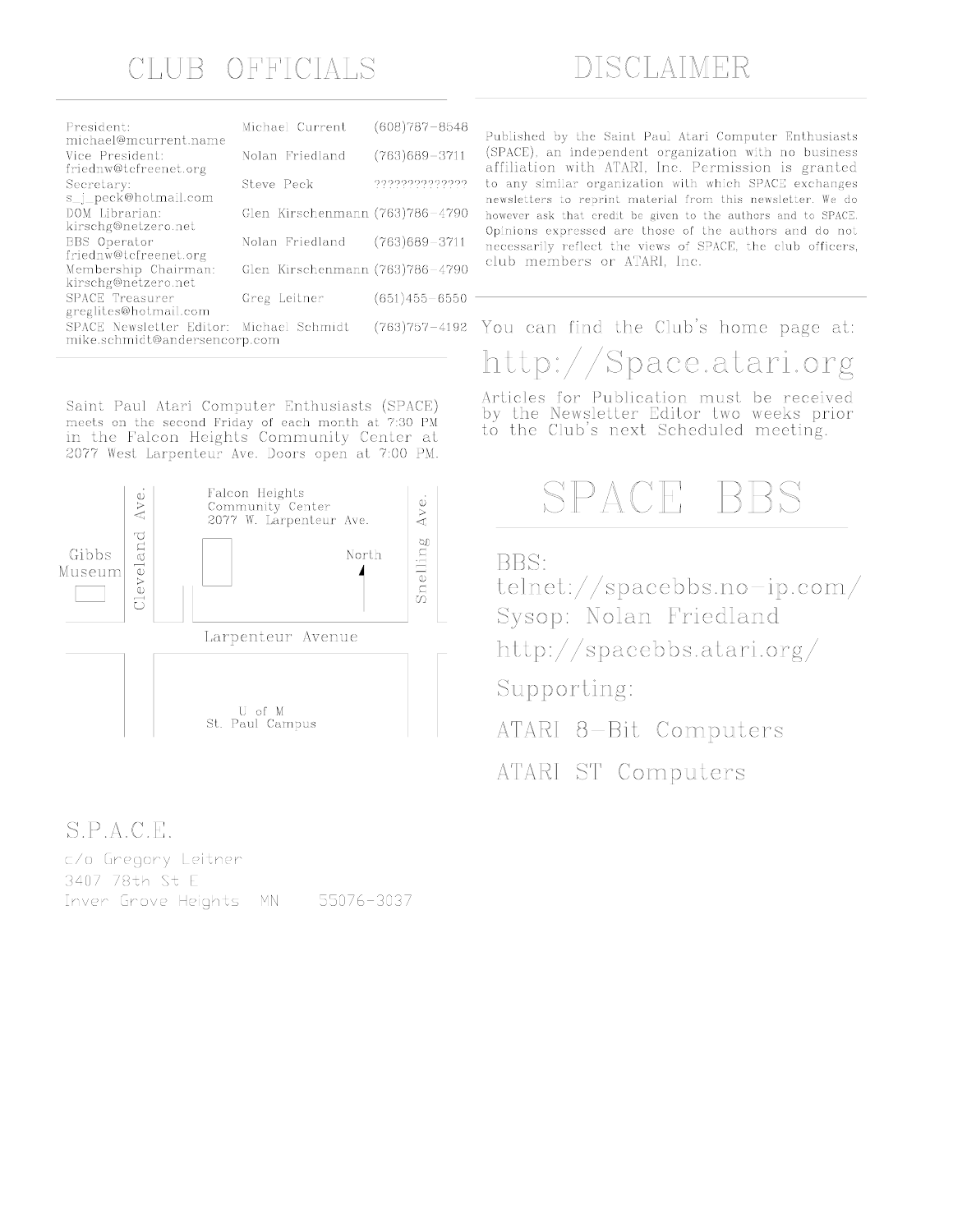# CLUB OFFICIALS

| | | |
|---|---|---|
| President: michael@mcurrent.name | Michael Current | (608)787-8548 |
| Vice President: friednw@tcfreenet.org | Nolan Friedland | (763)689-3711 |
| Secretary: s_j_peck@hotmail.com | Steve Peck | ?????????????? |
| DOM Librarian: kirschg@netzero.net | Glen Kirschenmann | (763)786-4790 |
| BBS Operator friednw@tcfreenet.org | Nolan Friedland | (763)689-3711 |
| Membership Chairman: kirschg@netzero.net | Glen Kirschenmann | (763)786-4790 |
| SPACE Treasurer greglites@hotmail.com | Greg Leitner | (651)455-6550 |
| SPACE Newsletter Editor: mike.schmidt@andersencorp.com | Michael Schmidt | (763)757-4192 |

Saint Paul Atari Computer Enthusiasts (SPACE) meets on the second Friday of each month at 7:30 PM in the Falcon Heights Community Center at 2077 West Larpenteur Ave. Doors open at 7:00 PM.

Falcon Heights Community Center 2077 W. Larpenteur Ave.

Gibbs Museum

Cleveland Ave.

Snelling Ave.

North

Larpenteur Avenue

U of M St. Paul Campus

# DISCLAIMER

Published by the Saint Paul Atari Computer Enthusiasts (SPACE), an independent organization with no business affiliation with ATARI, Inc. Permission is granted to any similar organization with which SPACE exchanges newsletters to reprint material from this newsletter. We do however ask that credit be given to the authors and to SPACE. Opinions expressed are those of the authors and do not necessarily reflect the views of SPACE, the club officers, club members or ATARI, Inc.

You can find the Club's home page at:

http://Space.atari.org

Articles for Publication must be received by the Newsletter Editor two weeks prior to the Club's next Scheduled meeting.

# SPACE BBS

BBS: telnet://spacebbs.no-ip.com/

Sysop: Nolan Friedland

http://spacebbs.atari.org/

Supporting:

ATARI 8-Bit Computers

ATARI ST Computers

S.P.A.C.E.
c/o Gregory Leitner
3407 78th St E
Inver Grove Heights MN 55076-3037